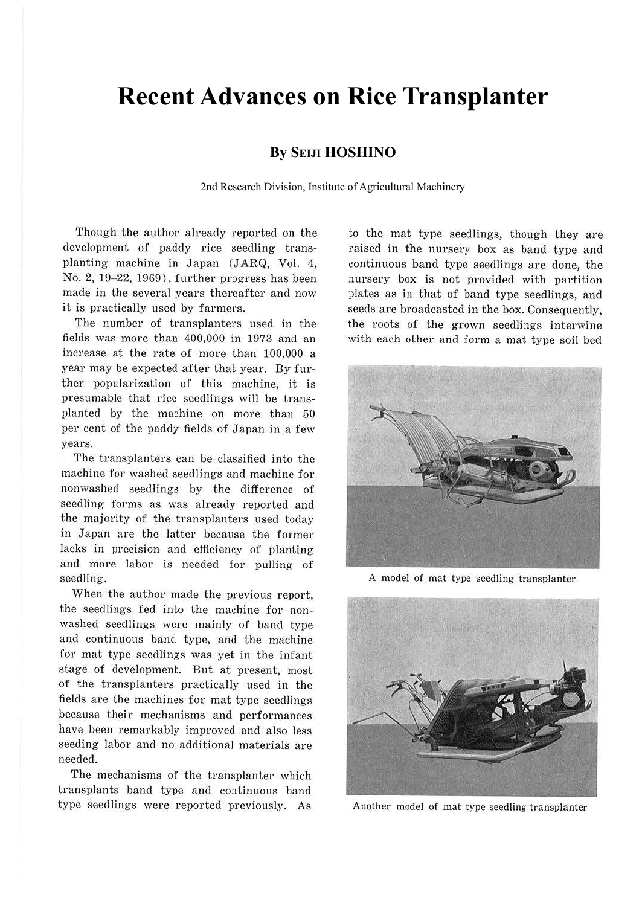# Recent Advances on Rice Transplanter

**By SEIJI HOSHINO**

2nd Research Division, Institute of Agricultural Machinery

Though the author already reported on the development of paddy rice seedling transplanting machine in Japan (JARQ, Vol. 4, No. 2, 19–22, 1969), further progress has been made in the several years thereafter and now it is practically used by farmers.

The number of transplanters used in the fields was more than 400,000 in 1973 and an increase at the rate of more than 100,000 a year may be expected after that year. By further popularization of this machine, it is presumable that rice seedlings will be transplanted by the machine on more than 50 per cent of the paddy fields of Japan in a few years.

The transplanters can be classified into the machine for washed seedlings and machine for nonwashed seedlings by the difference of seedling forms as was already reported and the majority of the transplanters used today in Japan are the latter because the former lacks in precision and efficiency of planting and more labor is needed for pulling of seedling.

When the author made the previous report, the seedlings fed into the machine for nonwashed seedlings were mainly of band type and continuous band type, and the machine for mat type seedlings was yet in the infant stage of development. But at present, most of the transplanters practically used in the fields are the machines for mat type seedlings because their mechanisms and performances have been remarkably improved and also less seeding labor and no additional materials are needed.

The mechanisms of the transplanter which transplants band type and continuous band type seedlings were reported previously. As to the mat type seedlings, though they are raised in the nursery box as band type and continuous band type seedlings are done, the nursery box is not provided with partition plates as in that of band type seedlings, and seeds are broadcasted in the box. Consequently, the roots of the grown seedlings interwine with each other and form a mat type soil bed

A model of mat type seedling transplanter

Another model of mat type seedling transplanter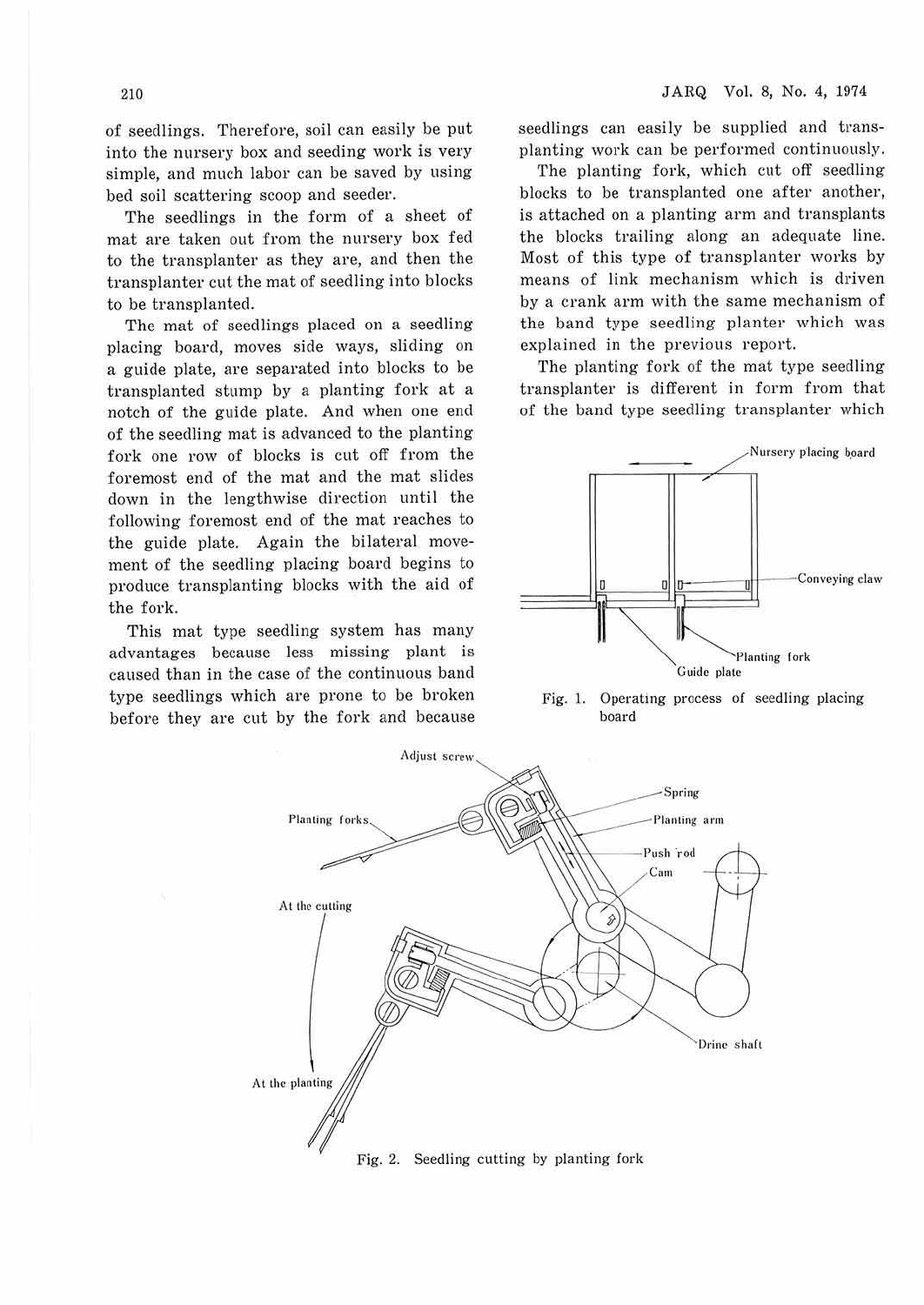of seedlings. Therefore, soil can easily be put into the nursery box and seeding work is very simple, and much labor can be saved by using bed soil scattering scoop and seeder.

The seedlings in the form of a sheet of mat are taken out from the nursery box fed to the transplanter as they are, and then the transplanter cut the mat of seedling into blocks to be transplanted.

The mat of seedlings placed on a seedling placing board, moves side ways, sliding on a guide plate, are separated into blocks to be transplanted stump by a planting fork at a notch of the guide plate. And when one end of the seedling mat is advanced to the planting fork one row of blocks is cut off from the foremost end of the mat and the mat slides down in the lengthwise direction until the following foremost end of the mat reaches to the guide plate. Again the bilateral movement of the seedling placing board begins to produce transplanting blocks with the aid of the fork.

This mat type seedling system has many advantages because less missing plant is caused than in the case of the continuous band type seedlings which are prone to be broken before they are cut by the fork and because seedlings can easily be supplied and transplanting work can be performed continuously.

The planting fork, which cut off seedling blocks to be transplanted one after another, is attached on a planting arm and transplants the blocks trailing along an adequate line. Most of this type of transplanter works by means of link mechanism which is driven by a crank arm with the same mechanism of the band type seedling planter which was explained in the previous report.

The planting fork of the mat type seedling transplanter is different in form from that of the band type seedling transplanter which

Fig. 1. Operating process of seedling placing board

Fig. 2. Seedling cutting by planting fork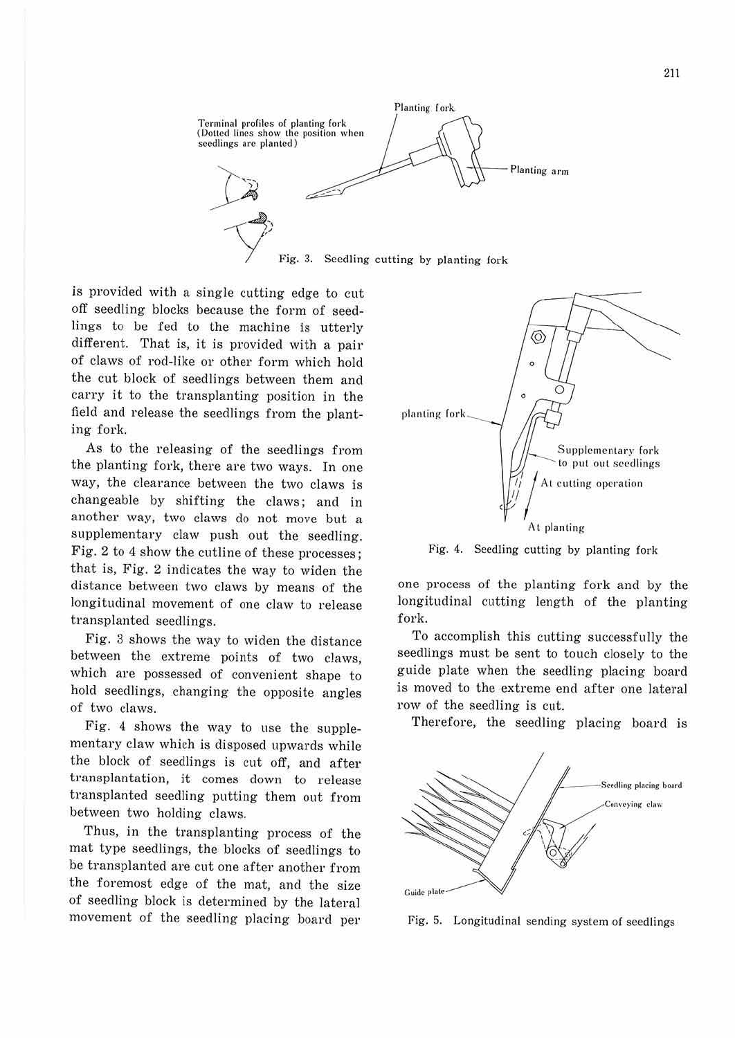Fig. 3. Seedling cutting by planting fork

is provided with a single cutting edge to cut off seedling blocks because the form of seedlings to be fed to the machine is utterly different. That is, it is provided with a pair of claws of rod-like or other form which hold the cut block of seedlings between them and carry it to the transplanting position in the field and release the seedlings from the planting fork.

As to the releasing of the seedlings from the planting fork, there are two ways. In one way, the clearance between the two claws is changeable by shifting the claws; and in another way, two claws do not move but a supplementary claw push out the seedling. Fig. 2 to 4 show the cutline of these processes; that is, Fig. 2 indicates the way to widen the distance between two claws by means of the longitudinal movement of one claw to release transplanted seedlings.

Fig. 3 shows the way to widen the distance between the extreme points of two claws, which are possessed of convenient shape to hold seedlings, changing the opposite angles of two claws.

Fig. 4 shows the way to use the supplementary claw which is disposed upwards while the block of seedlings is cut off, and after transplantation, it comes down to release transplanted seedling putting them out from between two holding claws.

Thus, in the transplanting process of the mat type seedlings, the blocks of seedlings to be transplanted are cut one after another from the foremost edge of the mat, and the size of seedling block is determined by the lateral movement of the seedling placing board per one process of the planting fork and by the longitudinal cutting length of the planting fork.

Fig. 4. Seedling cutting by planting fork

To accomplish this cutting successfully the seedlings must be sent to touch closely to the guide plate when the seedling placing board is moved to the extreme end after one lateral row of the seedling is cut.

Therefore, the seedling placing board is

Fig. 5. Longitudinal sending system of seedlings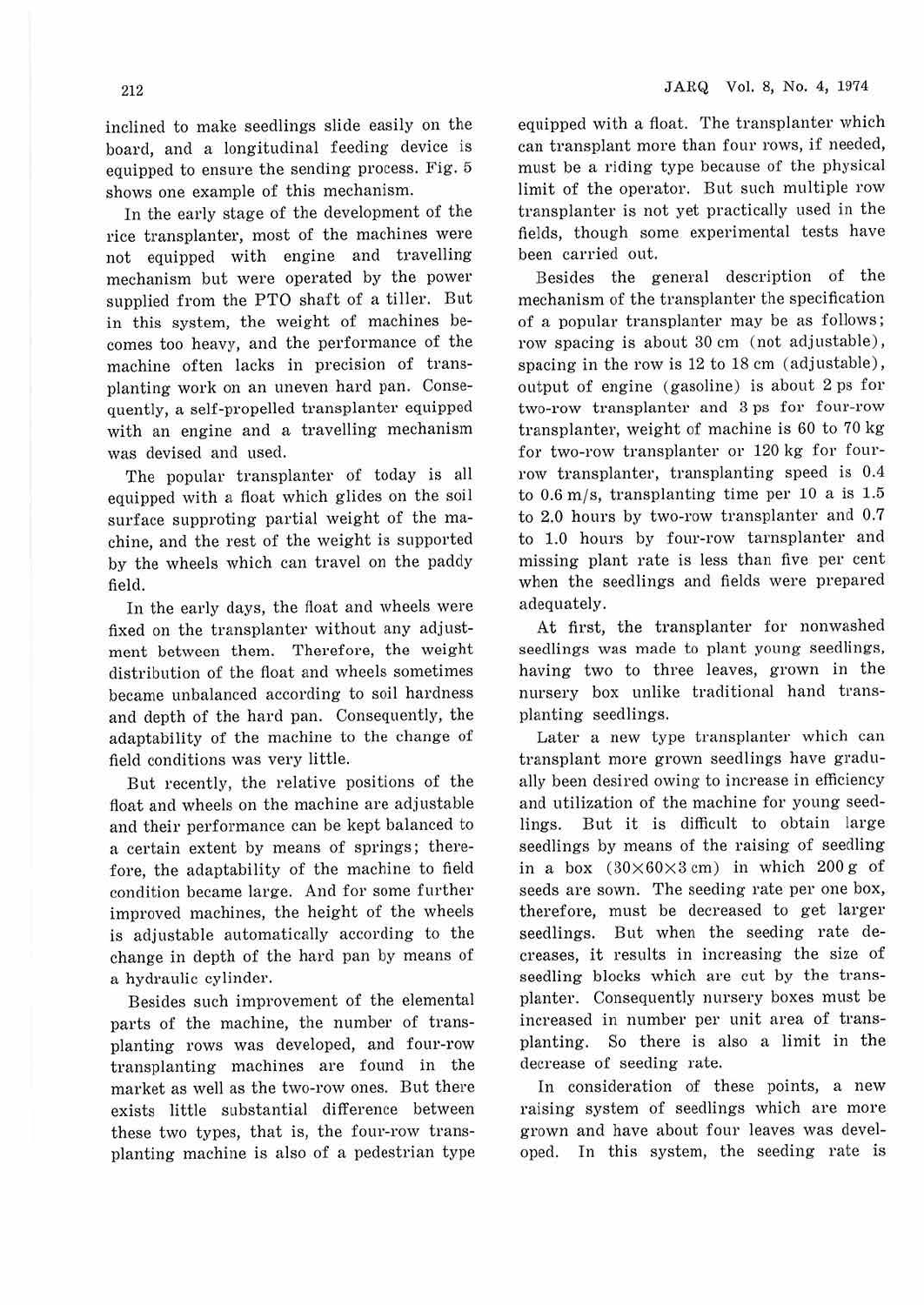inclined to make seedlings slide easily on the board, and a longitudinal feeding device is equipped to ensure the sending process. Fig. 5 shows one example of this mechanism.

In the early stage of the development of the rice transplanter, most of the machines were not equipped with engine and travelling mechanism but were operated by the power supplied from the PTO shaft of a tiller. But in this system, the weight of machines becomes too heavy, and the performance of the machine often lacks in precision of transplanting work on an uneven hard pan. Consequently, a self-propelled transplanter equipped with an engine and a travelling mechanism was devised and used.

The popular transplanter of today is all equipped with a float which glides on the soil surface supproting partial weight of the machine, and the rest of the weight is supported by the wheels which can travel on the paddy field.

In the early days, the float and wheels were fixed on the transplanter without any adjustment between them. Therefore, the weight distribution of the float and wheels sometimes became unbalanced according to soil hardness and depth of the hard pan. Consequently, the adaptability of the machine to the change of field conditions was very little.

But recently, the relative positions of the float and wheels on the machine are adjustable and their performance can be kept balanced to a certain extent by means of springs; therefore, the adaptability of the machine to field condition became large. And for some further improved machines, the height of the wheels is adjustable automatically according to the change in depth of the hard pan by means of a hydraulic cylinder.

Besides such improvement of the elemental parts of the machine, the number of transplanting rows was developed, and four-row transplanting machines are found in the market as well as the two-row ones. But there exists little substantial difference between these two types, that is, the four-row transplanting machine is also of a pedestrian type equipped with a float. The transplanter which can transplant more than four rows, if needed, must be a riding type because of the physical limit of the operator. But such multiple row transplanter is not yet practically used in the fields, though some experimental tests have been carried out.

Besides the general description of the mechanism of the transplanter the specification of a popular transplanter may be as follows; row spacing is about 30 cm (not adjustable), spacing in the row is 12 to 18 cm (adjustable), output of engine (gasoline) is about 2 ps for two-row transplanter and 3 ps for four-row transplanter, weight of machine is 60 to 70 kg for two-row transplanter or 120 kg for four-row transplanter, transplanting speed is 0.4 to 0.6 m/s, transplanting time per 10 a is 1.5 to 2.0 hours by two-row transplanter and 0.7 to 1.0 hours by four-row tarnsplanter and missing plant rate is less than five per cent when the seedlings and fields were prepared adequately.

At first, the transplanter for nonwashed seedlings was made to plant young seedlings, having two to three leaves, grown in the nursery box unlike traditional hand transplanting seedlings.

Later a new type transplanter which can transplant more grown seedlings have gradually been desired owing to increase in efficiency and utilization of the machine for young seedlings. But it is difficult to obtain large seedlings by means of the raising of seedling in a box (30×60×3 cm) in which 200 g of seeds are sown. The seeding rate per one box, therefore, must be decreased to get larger seedlings. But when the seeding rate decreases, it results in increasing the size of seedling blocks which are cut by the transplanter. Consequently nursery boxes must be increased in number per unit area of transplanting. So there is also a limit in the decrease of seeding rate.

In consideration of these points, a new raising system of seedlings which are more grown and have about four leaves was developed. In this system, the seeding rate is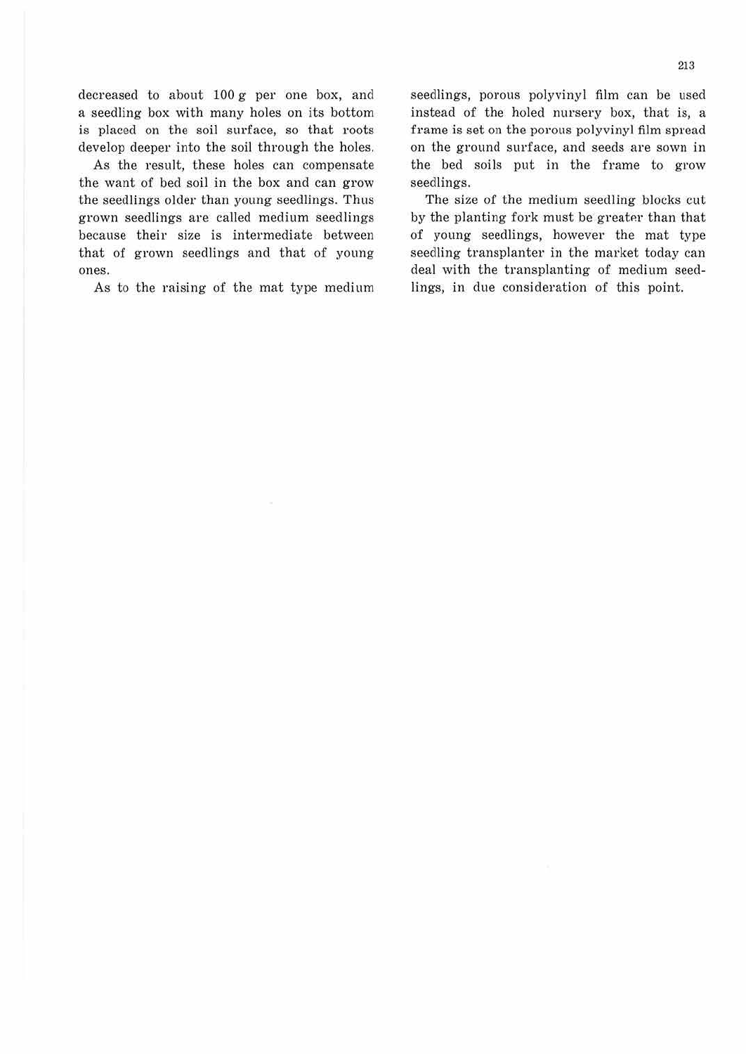decreased to about 100 g per one box, and a seedling box with many holes on its bottom is placed on the soil surface, so that roots develop deeper into the soil through the holes.

As the result, these holes can compensate the want of bed soil in the box and can grow the seedlings older than young seedlings. Thus grown seedlings are called medium seedlings because their size is intermediate between that of grown seedlings and that of young ones.

As to the raising of the mat type medium seedlings, porous polyvinyl film can be used instead of the holed nursery box, that is, a frame is set on the porous polyvinyl film spread on the ground surface, and seeds are sown in the bed soils put in the frame to grow seedlings.

The size of the medium seedling blocks cut by the planting fork must be greater than that of young seedlings, however the mat type seedling transplanter in the market today can deal with the transplanting of medium seedlings, in due consideration of this point.